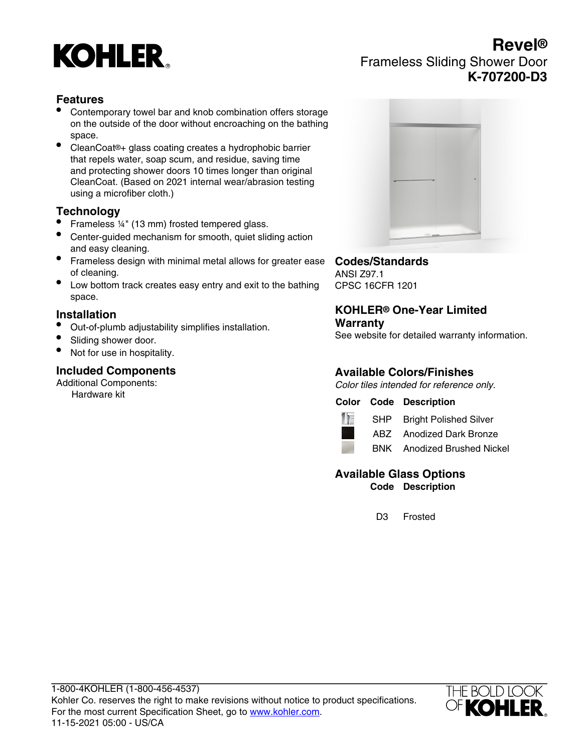# Revel®

## Frameless Sliding Shower Door

## K-707200-D3

### Features

- Contemporary towel bar and knob combination offers storage on the outside of the door without encroaching on the bathing space.
- CleanCoat®+ glass coating creates a hydrophobic barrier that repels water, soap scum, and residue, saving time and protecting shower doors 10 times longer than original CleanCoat. (Based on 2021 internal wear/abrasion testing using a microfiber cloth.)

### Technology

- Frameless ¼" (13 mm) frosted tempered glass.
- Center-guided mechanism for smooth, quiet sliding action and easy cleaning.
- Frameless design with minimal metal allows for greater ease of cleaning.
- Low bottom track creates easy entry and exit to the bathing space.

### Installation

- Out-of-plumb adjustability simplifies installation.
- Sliding shower door.
- Not for use in hospitality.

### Included Components

Additional Components:
Hardware kit

### Codes/Standards

ANSI Z97.1
CPSC 16CFR 1201

### KOHLER® One-Year Limited Warranty

See website for detailed warranty information.

### Available Colors/Finishes

*Color tiles intended for reference only.*

| Color | Code | Description |
|---|---|---|
| | SHP | Bright Polished Silver |
| | ABZ | Anodized Dark Bronze |
| | BNK | Anodized Brushed Nickel |

### Available Glass Options

| Code | Description |
|---|---|
| D3 | Frosted |

1-800-4KOHLER (1-800-456-4537)
Kohler Co. reserves the right to make revisions without notice to product specifications.
For the most current Specification Sheet, go to www.kohler.com.
11-15-2021 05:00 - US/CA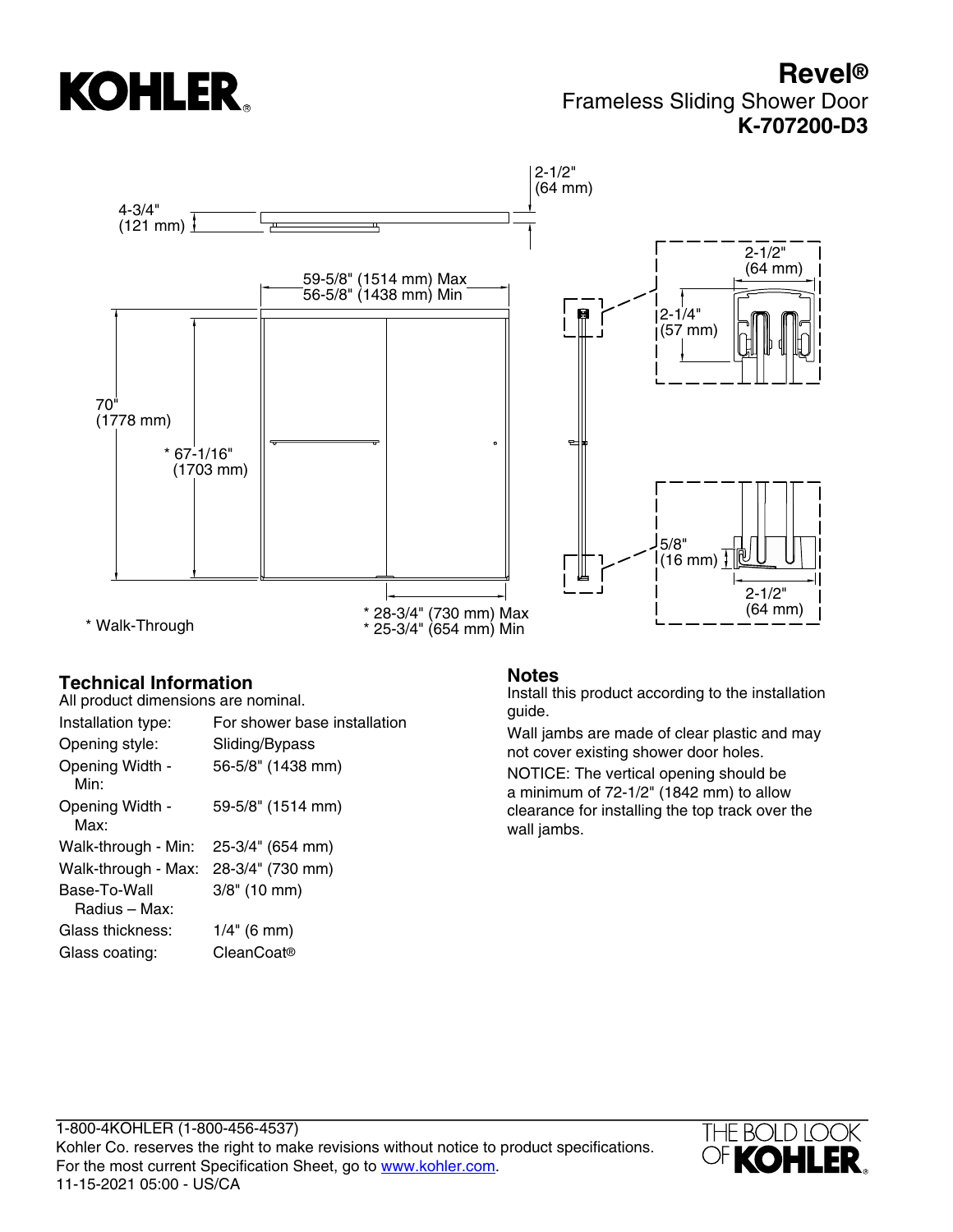# Revel®

Frameless Sliding Shower Door

**K-707200-D3**

4-3/4"
(121 mm)

2-1/2"
(64 mm)

59-5/8" (1514 mm) Max
56-5/8" (1438 mm) Min

70"
(1778 mm)

* 67-1/16"
(1703 mm)

2-1/2"
(64 mm)

2-1/4"
(57 mm)

5/8"
(16 mm)

2-1/2"
(64 mm)

* 28-3/4" (730 mm) Max
* 25-3/4" (654 mm) Min

* Walk-Through

## Technical Information

All product dimensions are nominal.

| | |
|---|---|
| Installation type: | For shower base installation |
| Opening style: | Sliding/Bypass |
| Opening Width - Min: | 56-5/8" (1438 mm) |
| Opening Width - Max: | 59-5/8" (1514 mm) |
| Walk-through - Min: | 25-3/4" (654 mm) |
| Walk-through - Max: | 28-3/4" (730 mm) |
| Base-To-Wall Radius – Max: | 3/8" (10 mm) |
| Glass thickness: | 1/4" (6 mm) |
| Glass coating: | CleanCoat® |

## Notes

Install this product according to the installation guide.

Wall jambs are made of clear plastic and may not cover existing shower door holes.

NOTICE: The vertical opening should be a minimum of 72-1/2" (1842 mm) to allow clearance for installing the top track over the wall jambs.

1-800-4KOHLER (1-800-456-4537)
Kohler Co. reserves the right to make revisions without notice to product specifications.
For the most current Specification Sheet, go to www.kohler.com.
11-15-2021 05:00 - US/CA